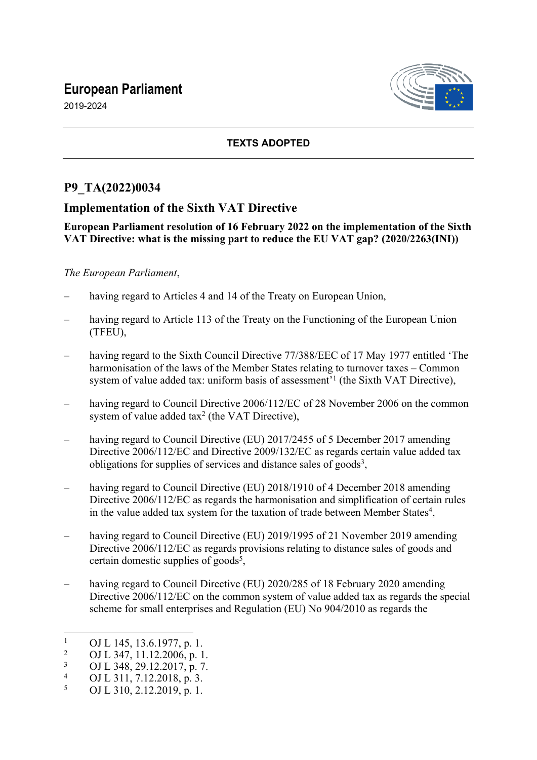# European Parliament

2019-2024

**TEXTS ADOPTED**

## P9_TA(2022)0034

## Implementation of the Sixth VAT Directive

**European Parliament resolution of 16 February 2022 on the implementation of the Sixth VAT Directive: what is the missing part to reduce the EU VAT gap? (2020/2263(INI))**

*The European Parliament*,

– having regard to Articles 4 and 14 of the Treaty on European Union,

– having regard to Article 113 of the Treaty on the Functioning of the European Union (TFEU),

– having regard to the Sixth Council Directive 77/388/EEC of 17 May 1977 entitled 'The harmonisation of the laws of the Member States relating to turnover taxes – Common system of value added tax: uniform basis of assessment'[1] (the Sixth VAT Directive),

– having regard to Council Directive 2006/112/EC of 28 November 2006 on the common system of value added tax[2] (the VAT Directive),

– having regard to Council Directive (EU) 2017/2455 of 5 December 2017 amending Directive 2006/112/EC and Directive 2009/132/EC as regards certain value added tax obligations for supplies of services and distance sales of goods[3],

– having regard to Council Directive (EU) 2018/1910 of 4 December 2018 amending Directive 2006/112/EC as regards the harmonisation and simplification of certain rules in the value added tax system for the taxation of trade between Member States[4],

– having regard to Council Directive (EU) 2019/1995 of 21 November 2019 amending Directive 2006/112/EC as regards provisions relating to distance sales of goods and certain domestic supplies of goods[5],

– having regard to Council Directive (EU) 2020/285 of 18 February 2020 amending Directive 2006/112/EC on the common system of value added tax as regards the special scheme for small enterprises and Regulation (EU) No 904/2010 as regards the

---

[1] OJ L 145, 13.6.1977, p. 1.
[2] OJ L 347, 11.12.2006, p. 1.
[3] OJ L 348, 29.12.2017, p. 7.
[4] OJ L 311, 7.12.2018, p. 3.
[5] OJ L 310, 2.12.2019, p. 1.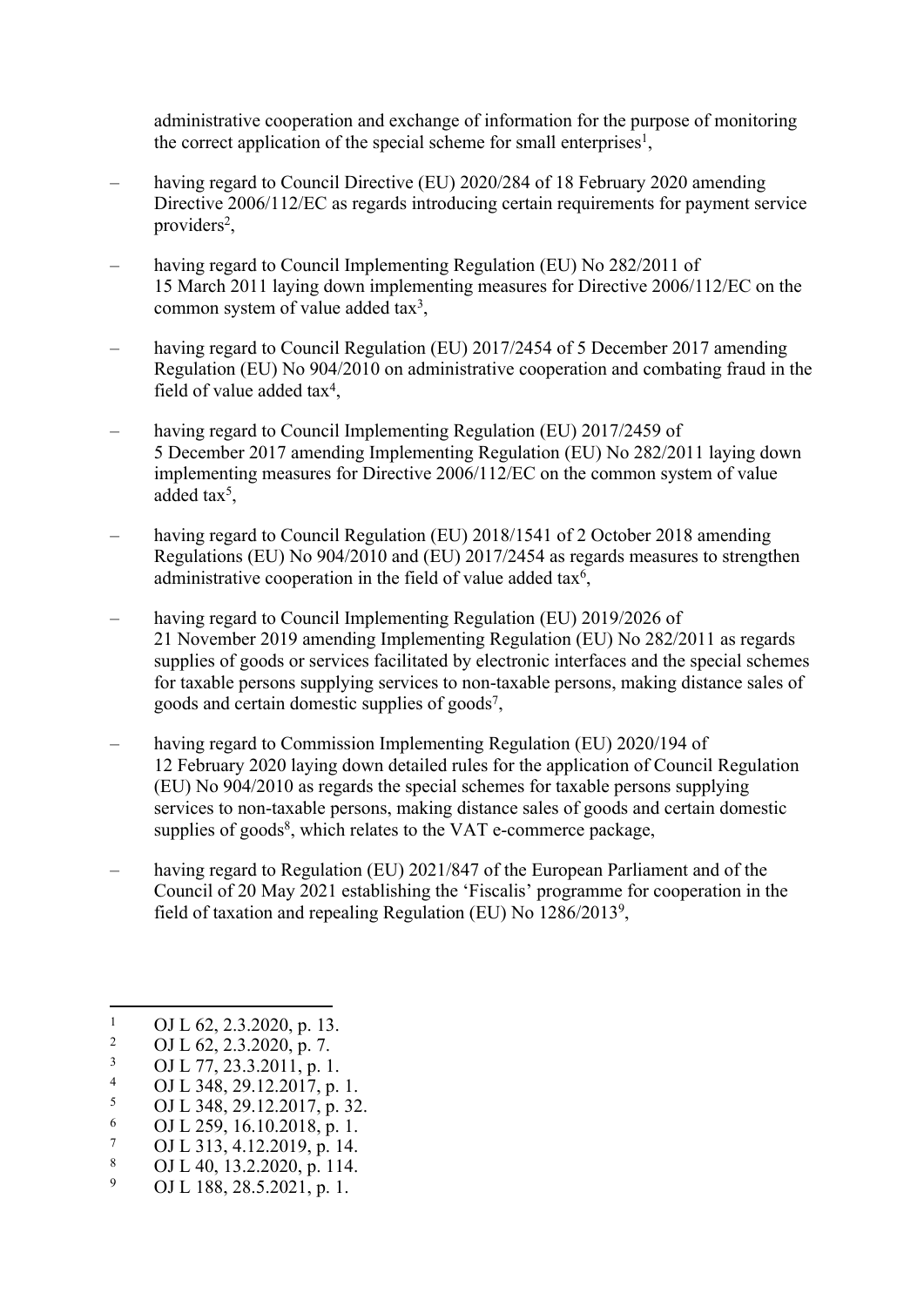administrative cooperation and exchange of information for the purpose of monitoring the correct application of the special scheme for small enterprises[1],

– having regard to Council Directive (EU) 2020/284 of 18 February 2020 amending Directive 2006/112/EC as regards introducing certain requirements for payment service providers[2],

– having regard to Council Implementing Regulation (EU) No 282/2011 of 15 March 2011 laying down implementing measures for Directive 2006/112/EC on the common system of value added tax[3],

– having regard to Council Regulation (EU) 2017/2454 of 5 December 2017 amending Regulation (EU) No 904/2010 on administrative cooperation and combating fraud in the field of value added tax[4],

– having regard to Council Implementing Regulation (EU) 2017/2459 of 5 December 2017 amending Implementing Regulation (EU) No 282/2011 laying down implementing measures for Directive 2006/112/EC on the common system of value added tax[5],

– having regard to Council Regulation (EU) 2018/1541 of 2 October 2018 amending Regulations (EU) No 904/2010 and (EU) 2017/2454 as regards measures to strengthen administrative cooperation in the field of value added tax[6],

– having regard to Council Implementing Regulation (EU) 2019/2026 of 21 November 2019 amending Implementing Regulation (EU) No 282/2011 as regards supplies of goods or services facilitated by electronic interfaces and the special schemes for taxable persons supplying services to non-taxable persons, making distance sales of goods and certain domestic supplies of goods[7],

– having regard to Commission Implementing Regulation (EU) 2020/194 of 12 February 2020 laying down detailed rules for the application of Council Regulation (EU) No 904/2010 as regards the special schemes for taxable persons supplying services to non-taxable persons, making distance sales of goods and certain domestic supplies of goods[8], which relates to the VAT e-commerce package,

– having regard to Regulation (EU) 2021/847 of the European Parliament and of the Council of 20 May 2021 establishing the 'Fiscalis' programme for cooperation in the field of taxation and repealing Regulation (EU) No 1286/2013[9],

---

[1] OJ L 62, 2.3.2020, p. 13.
[2] OJ L 62, 2.3.2020, p. 7.
[3] OJ L 77, 23.3.2011, p. 1.
[4] OJ L 348, 29.12.2017, p. 1.
[5] OJ L 348, 29.12.2017, p. 32.
[6] OJ L 259, 16.10.2018, p. 1.
[7] OJ L 313, 4.12.2019, p. 14.
[8] OJ L 40, 13.2.2020, p. 114.
[9] OJ L 188, 28.5.2021, p. 1.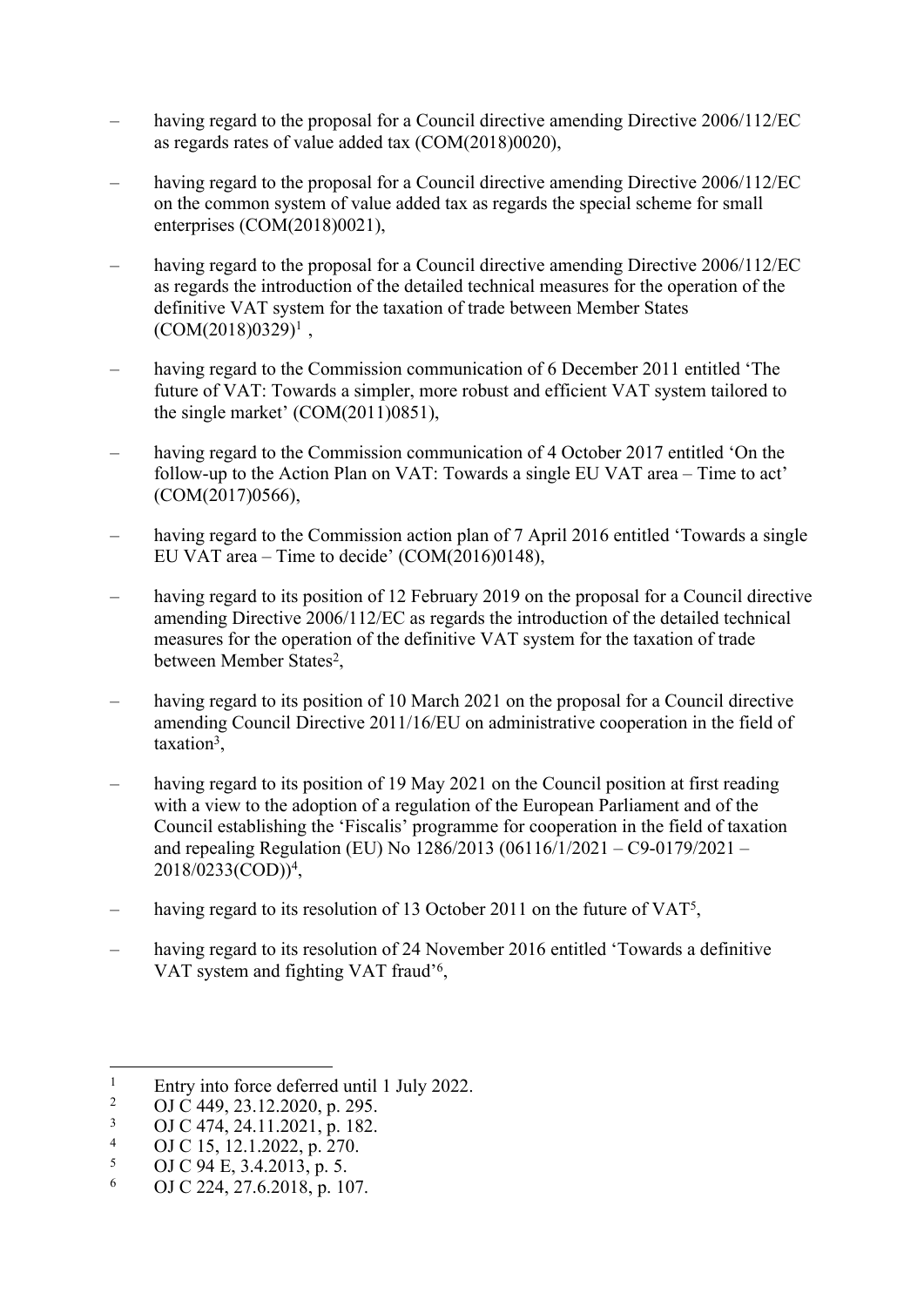– having regard to the proposal for a Council directive amending Directive 2006/112/EC as regards rates of value added tax (COM(2018)0020),

– having regard to the proposal for a Council directive amending Directive 2006/112/EC on the common system of value added tax as regards the special scheme for small enterprises (COM(2018)0021),

– having regard to the proposal for a Council directive amending Directive 2006/112/EC as regards the introduction of the detailed technical measures for the operation of the definitive VAT system for the taxation of trade between Member States (COM(2018)0329)[1] ,

– having regard to the Commission communication of 6 December 2011 entitled 'The future of VAT: Towards a simpler, more robust and efficient VAT system tailored to the single market' (COM(2011)0851),

– having regard to the Commission communication of 4 October 2017 entitled 'On the follow-up to the Action Plan on VAT: Towards a single EU VAT area – Time to act' (COM(2017)0566),

– having regard to the Commission action plan of 7 April 2016 entitled 'Towards a single EU VAT area – Time to decide' (COM(2016)0148),

– having regard to its position of 12 February 2019 on the proposal for a Council directive amending Directive 2006/112/EC as regards the introduction of the detailed technical measures for the operation of the definitive VAT system for the taxation of trade between Member States[2],

– having regard to its position of 10 March 2021 on the proposal for a Council directive amending Council Directive 2011/16/EU on administrative cooperation in the field of taxation[3],

– having regard to its position of 19 May 2021 on the Council position at first reading with a view to the adoption of a regulation of the European Parliament and of the Council establishing the 'Fiscalis' programme for cooperation in the field of taxation and repealing Regulation (EU) No 1286/2013 (06116/1/2021 – C9-0179/2021 – 2018/0233(COD))[4],

– having regard to its resolution of 13 October 2011 on the future of VAT[5],

– having regard to its resolution of 24 November 2016 entitled 'Towards a definitive VAT system and fighting VAT fraud'[6],

---

[1] Entry into force deferred until 1 July 2022.
[2] OJ C 449, 23.12.2020, p. 295.
[3] OJ C 474, 24.11.2021, p. 182.
[4] OJ C 15, 12.1.2022, p. 270.
[5] OJ C 94 E, 3.4.2013, p. 5.
[6] OJ C 224, 27.6.2018, p. 107.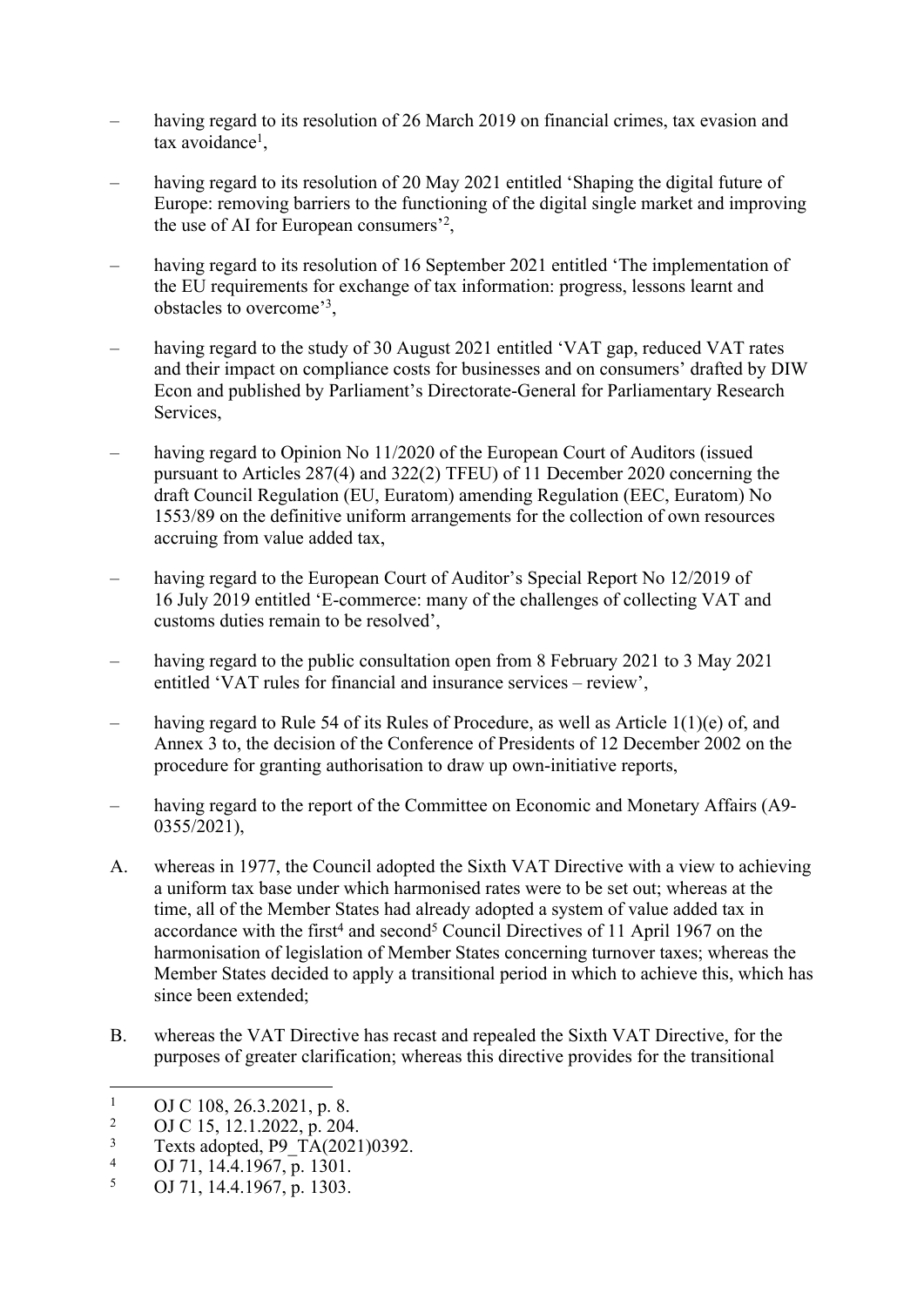– having regard to its resolution of 26 March 2019 on financial crimes, tax evasion and tax avoidance[1],

– having regard to its resolution of 20 May 2021 entitled 'Shaping the digital future of Europe: removing barriers to the functioning of the digital single market and improving the use of AI for European consumers'[2],

– having regard to its resolution of 16 September 2021 entitled 'The implementation of the EU requirements for exchange of tax information: progress, lessons learnt and obstacles to overcome'[3],

– having regard to the study of 30 August 2021 entitled 'VAT gap, reduced VAT rates and their impact on compliance costs for businesses and on consumers' drafted by DIW Econ and published by Parliament's Directorate-General for Parliamentary Research Services,

– having regard to Opinion No 11/2020 of the European Court of Auditors (issued pursuant to Articles 287(4) and 322(2) TFEU) of 11 December 2020 concerning the draft Council Regulation (EU, Euratom) amending Regulation (EEC, Euratom) No 1553/89 on the definitive uniform arrangements for the collection of own resources accruing from value added tax,

– having regard to the European Court of Auditor's Special Report No 12/2019 of 16 July 2019 entitled 'E-commerce: many of the challenges of collecting VAT and customs duties remain to be resolved',

– having regard to the public consultation open from 8 February 2021 to 3 May 2021 entitled 'VAT rules for financial and insurance services – review',

– having regard to Rule 54 of its Rules of Procedure, as well as Article 1(1)(e) of, and Annex 3 to, the decision of the Conference of Presidents of 12 December 2002 on the procedure for granting authorisation to draw up own-initiative reports,

– having regard to the report of the Committee on Economic and Monetary Affairs (A9-0355/2021),

A. whereas in 1977, the Council adopted the Sixth VAT Directive with a view to achieving a uniform tax base under which harmonised rates were to be set out; whereas at the time, all of the Member States had already adopted a system of value added tax in accordance with the first[4] and second[5] Council Directives of 11 April 1967 on the harmonisation of legislation of Member States concerning turnover taxes; whereas the Member States decided to apply a transitional period in which to achieve this, which has since been extended;

B. whereas the VAT Directive has recast and repealed the Sixth VAT Directive, for the purposes of greater clarification; whereas this directive provides for the transitional

---

[1] OJ C 108, 26.3.2021, p. 8.
[2] OJ C 15, 12.1.2022, p. 204.
[3] Texts adopted, P9_TA(2021)0392.
[4] OJ 71, 14.4.1967, p. 1301.
[5] OJ 71, 14.4.1967, p. 1303.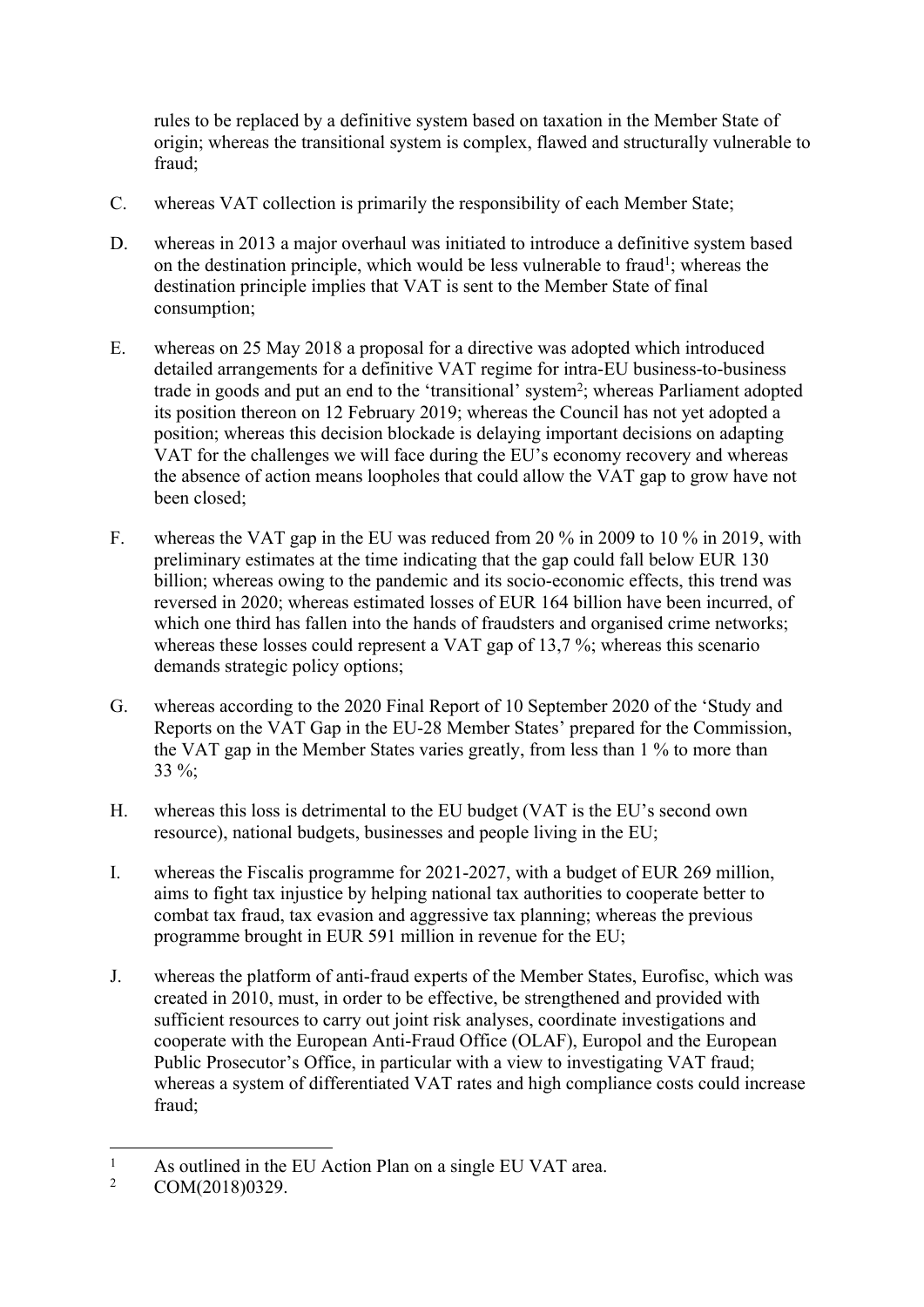rules to be replaced by a definitive system based on taxation in the Member State of origin; whereas the transitional system is complex, flawed and structurally vulnerable to fraud;

C. whereas VAT collection is primarily the responsibility of each Member State;

D. whereas in 2013 a major overhaul was initiated to introduce a definitive system based on the destination principle, which would be less vulnerable to fraud[1]; whereas the destination principle implies that VAT is sent to the Member State of final consumption;

E. whereas on 25 May 2018 a proposal for a directive was adopted which introduced detailed arrangements for a definitive VAT regime for intra-EU business-to-business trade in goods and put an end to the 'transitional' system[2]; whereas Parliament adopted its position thereon on 12 February 2019; whereas the Council has not yet adopted a position; whereas this decision blockade is delaying important decisions on adapting VAT for the challenges we will face during the EU's economy recovery and whereas the absence of action means loopholes that could allow the VAT gap to grow have not been closed;

F. whereas the VAT gap in the EU was reduced from 20 % in 2009 to 10 % in 2019, with preliminary estimates at the time indicating that the gap could fall below EUR 130 billion; whereas owing to the pandemic and its socio-economic effects, this trend was reversed in 2020; whereas estimated losses of EUR 164 billion have been incurred, of which one third has fallen into the hands of fraudsters and organised crime networks; whereas these losses could represent a VAT gap of 13,7 %; whereas this scenario demands strategic policy options;

G. whereas according to the 2020 Final Report of 10 September 2020 of the 'Study and Reports on the VAT Gap in the EU-28 Member States' prepared for the Commission, the VAT gap in the Member States varies greatly, from less than 1 % to more than 33 %;

H. whereas this loss is detrimental to the EU budget (VAT is the EU's second own resource), national budgets, businesses and people living in the EU;

I. whereas the Fiscalis programme for 2021-2027, with a budget of EUR 269 million, aims to fight tax injustice by helping national tax authorities to cooperate better to combat tax fraud, tax evasion and aggressive tax planning; whereas the previous programme brought in EUR 591 million in revenue for the EU;

J. whereas the platform of anti-fraud experts of the Member States, Eurofisc, which was created in 2010, must, in order to be effective, be strengthened and provided with sufficient resources to carry out joint risk analyses, coordinate investigations and cooperate with the European Anti-Fraud Office (OLAF), Europol and the European Public Prosecutor's Office, in particular with a view to investigating VAT fraud; whereas a system of differentiated VAT rates and high compliance costs could increase fraud;

[1] As outlined in the EU Action Plan on a single EU VAT area.

[2] COM(2018)0329.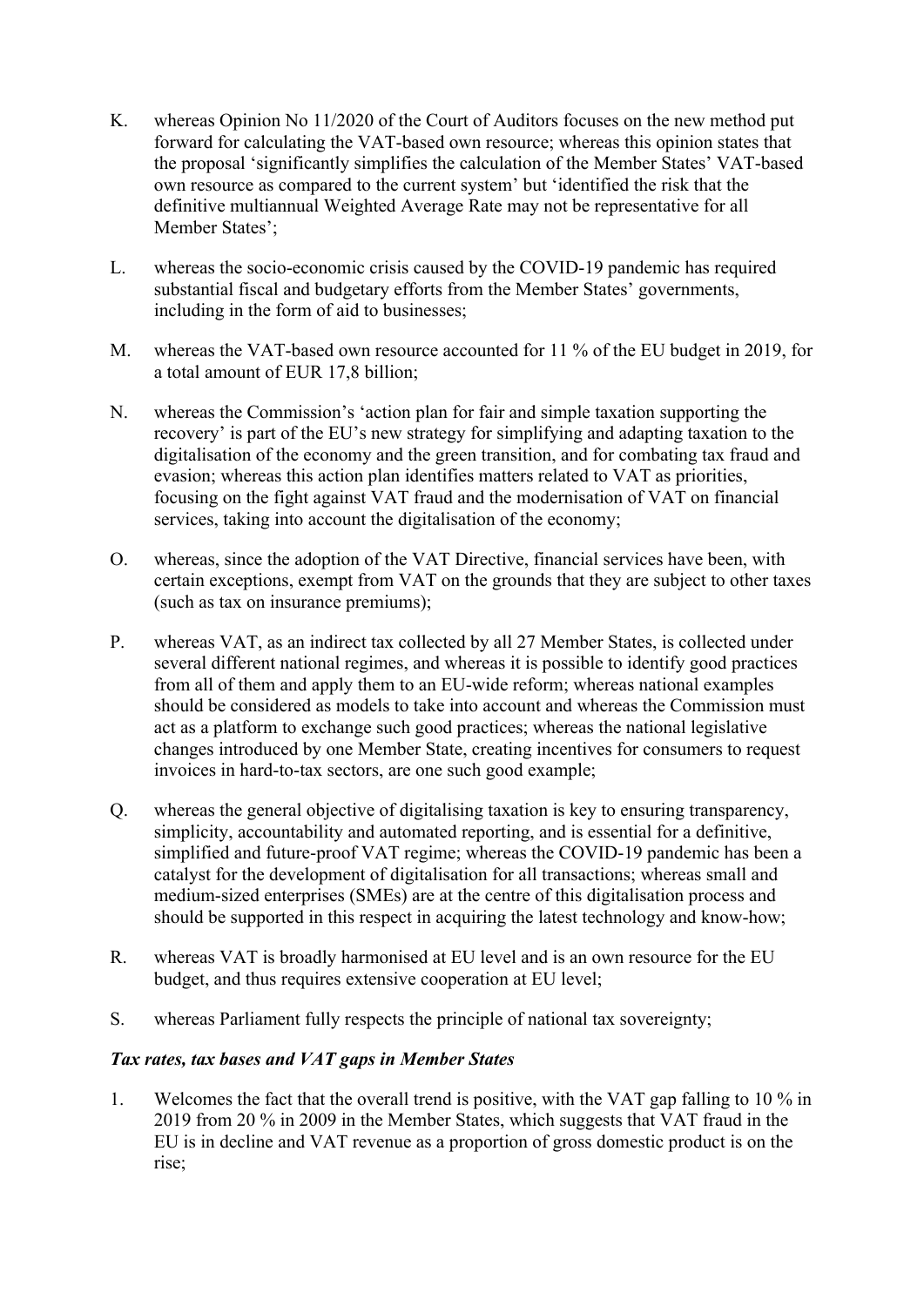K. whereas Opinion No 11/2020 of the Court of Auditors focuses on the new method put forward for calculating the VAT-based own resource; whereas this opinion states that the proposal 'significantly simplifies the calculation of the Member States' VAT-based own resource as compared to the current system' but 'identified the risk that the definitive multiannual Weighted Average Rate may not be representative for all Member States';

L. whereas the socio-economic crisis caused by the COVID-19 pandemic has required substantial fiscal and budgetary efforts from the Member States' governments, including in the form of aid to businesses;

M. whereas the VAT-based own resource accounted for 11 % of the EU budget in 2019, for a total amount of EUR 17,8 billion;

N. whereas the Commission's 'action plan for fair and simple taxation supporting the recovery' is part of the EU's new strategy for simplifying and adapting taxation to the digitalisation of the economy and the green transition, and for combating tax fraud and evasion; whereas this action plan identifies matters related to VAT as priorities, focusing on the fight against VAT fraud and the modernisation of VAT on financial services, taking into account the digitalisation of the economy;

O. whereas, since the adoption of the VAT Directive, financial services have been, with certain exceptions, exempt from VAT on the grounds that they are subject to other taxes (such as tax on insurance premiums);

P. whereas VAT, as an indirect tax collected by all 27 Member States, is collected under several different national regimes, and whereas it is possible to identify good practices from all of them and apply them to an EU-wide reform; whereas national examples should be considered as models to take into account and whereas the Commission must act as a platform to exchange such good practices; whereas the national legislative changes introduced by one Member State, creating incentives for consumers to request invoices in hard-to-tax sectors, are one such good example;

Q. whereas the general objective of digitalising taxation is key to ensuring transparency, simplicity, accountability and automated reporting, and is essential for a definitive, simplified and future-proof VAT regime; whereas the COVID-19 pandemic has been a catalyst for the development of digitalisation for all transactions; whereas small and medium-sized enterprises (SMEs) are at the centre of this digitalisation process and should be supported in this respect in acquiring the latest technology and know-how;

R. whereas VAT is broadly harmonised at EU level and is an own resource for the EU budget, and thus requires extensive cooperation at EU level;

S. whereas Parliament fully respects the principle of national tax sovereignty;

***Tax rates, tax bases and VAT gaps in Member States***

1. Welcomes the fact that the overall trend is positive, with the VAT gap falling to 10 % in 2019 from 20 % in 2009 in the Member States, which suggests that VAT fraud in the EU is in decline and VAT revenue as a proportion of gross domestic product is on the rise;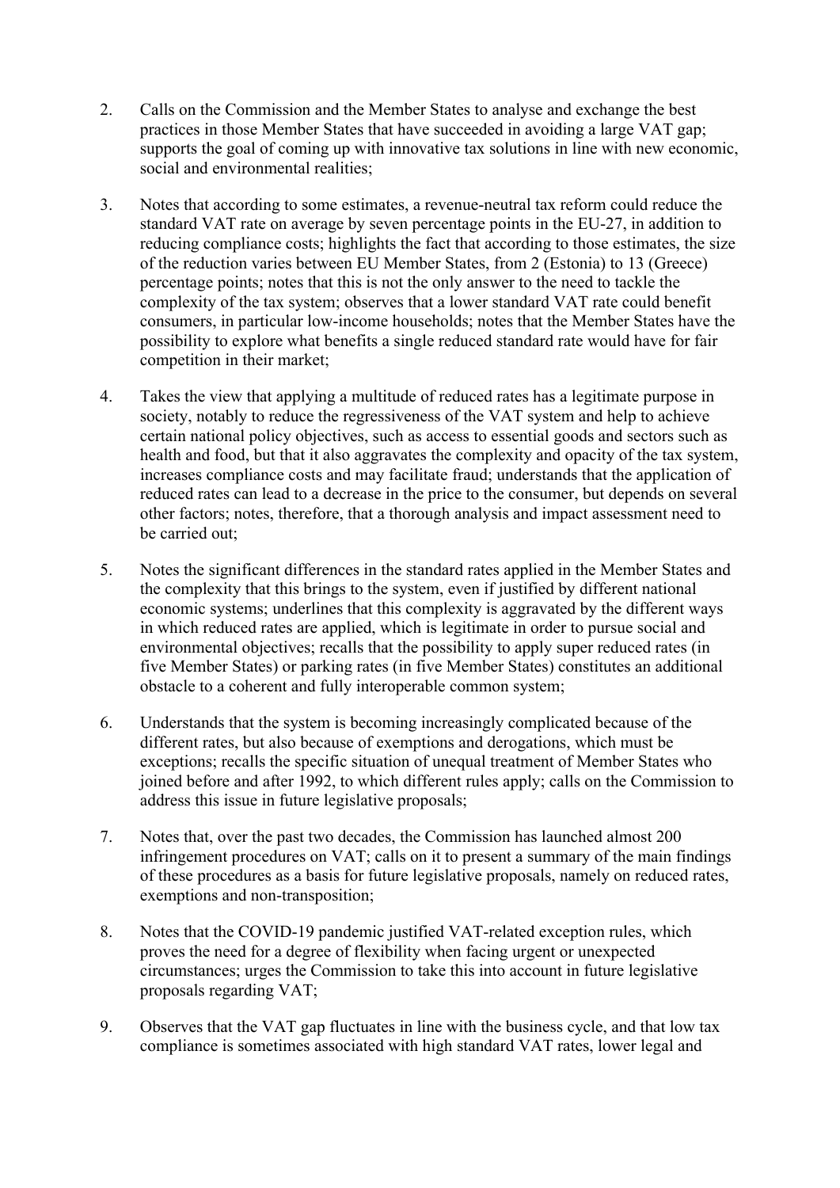2. Calls on the Commission and the Member States to analyse and exchange the best practices in those Member States that have succeeded in avoiding a large VAT gap; supports the goal of coming up with innovative tax solutions in line with new economic, social and environmental realities;

3. Notes that according to some estimates, a revenue-neutral tax reform could reduce the standard VAT rate on average by seven percentage points in the EU-27, in addition to reducing compliance costs; highlights the fact that according to those estimates, the size of the reduction varies between EU Member States, from 2 (Estonia) to 13 (Greece) percentage points; notes that this is not the only answer to the need to tackle the complexity of the tax system; observes that a lower standard VAT rate could benefit consumers, in particular low-income households; notes that the Member States have the possibility to explore what benefits a single reduced standard rate would have for fair competition in their market;

4. Takes the view that applying a multitude of reduced rates has a legitimate purpose in society, notably to reduce the regressiveness of the VAT system and help to achieve certain national policy objectives, such as access to essential goods and sectors such as health and food, but that it also aggravates the complexity and opacity of the tax system, increases compliance costs and may facilitate fraud; understands that the application of reduced rates can lead to a decrease in the price to the consumer, but depends on several other factors; notes, therefore, that a thorough analysis and impact assessment need to be carried out;

5. Notes the significant differences in the standard rates applied in the Member States and the complexity that this brings to the system, even if justified by different national economic systems; underlines that this complexity is aggravated by the different ways in which reduced rates are applied, which is legitimate in order to pursue social and environmental objectives; recalls that the possibility to apply super reduced rates (in five Member States) or parking rates (in five Member States) constitutes an additional obstacle to a coherent and fully interoperable common system;

6. Understands that the system is becoming increasingly complicated because of the different rates, but also because of exemptions and derogations, which must be exceptions; recalls the specific situation of unequal treatment of Member States who joined before and after 1992, to which different rules apply; calls on the Commission to address this issue in future legislative proposals;

7. Notes that, over the past two decades, the Commission has launched almost 200 infringement procedures on VAT; calls on it to present a summary of the main findings of these procedures as a basis for future legislative proposals, namely on reduced rates, exemptions and non-transposition;

8. Notes that the COVID-19 pandemic justified VAT-related exception rules, which proves the need for a degree of flexibility when facing urgent or unexpected circumstances; urges the Commission to take this into account in future legislative proposals regarding VAT;

9. Observes that the VAT gap fluctuates in line with the business cycle, and that low tax compliance is sometimes associated with high standard VAT rates, lower legal and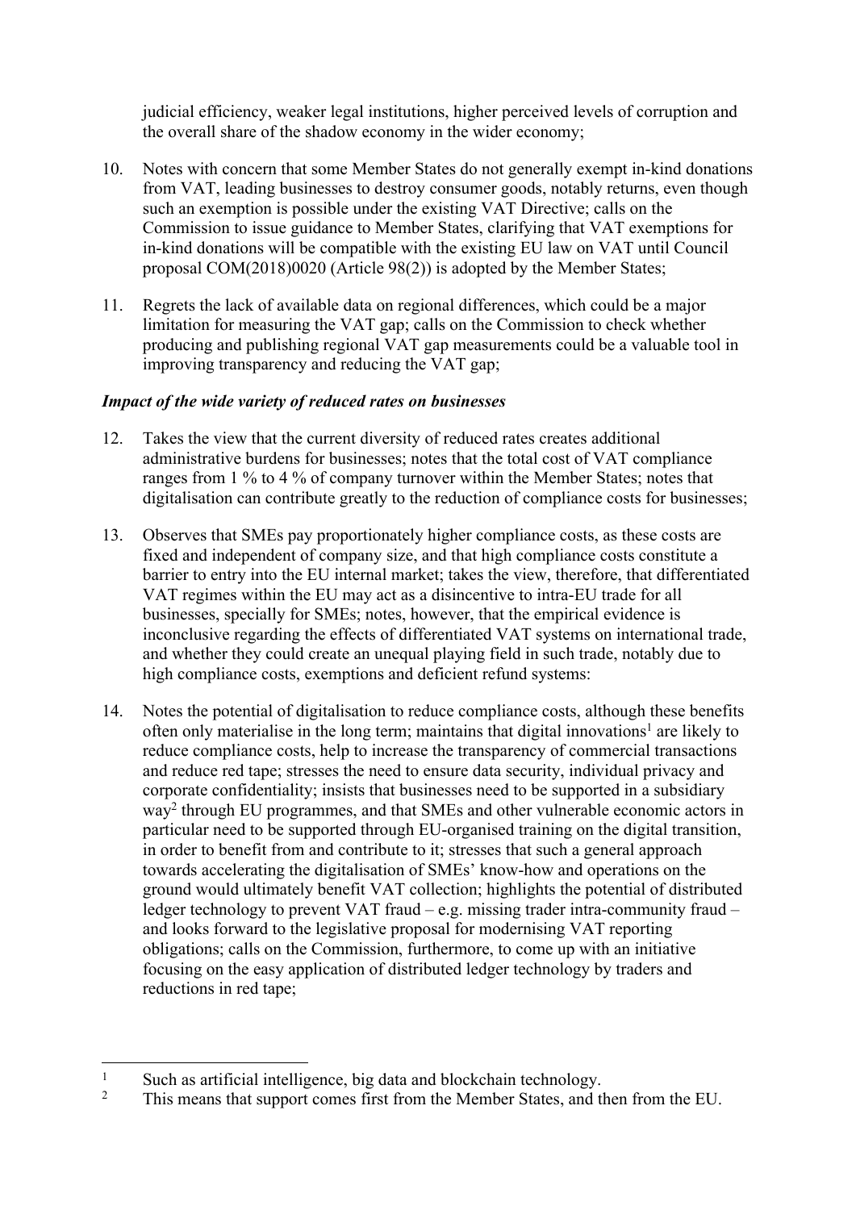judicial efficiency, weaker legal institutions, higher perceived levels of corruption and the overall share of the shadow economy in the wider economy;

10. Notes with concern that some Member States do not generally exempt in-kind donations from VAT, leading businesses to destroy consumer goods, notably returns, even though such an exemption is possible under the existing VAT Directive; calls on the Commission to issue guidance to Member States, clarifying that VAT exemptions for in-kind donations will be compatible with the existing EU law on VAT until Council proposal COM(2018)0020 (Article 98(2)) is adopted by the Member States;

11. Regrets the lack of available data on regional differences, which could be a major limitation for measuring the VAT gap; calls on the Commission to check whether producing and publishing regional VAT gap measurements could be a valuable tool in improving transparency and reducing the VAT gap;

***Impact of the wide variety of reduced rates on businesses***

12. Takes the view that the current diversity of reduced rates creates additional administrative burdens for businesses; notes that the total cost of VAT compliance ranges from 1 % to 4 % of company turnover within the Member States; notes that digitalisation can contribute greatly to the reduction of compliance costs for businesses;

13. Observes that SMEs pay proportionately higher compliance costs, as these costs are fixed and independent of company size, and that high compliance costs constitute a barrier to entry into the EU internal market; takes the view, therefore, that differentiated VAT regimes within the EU may act as a disincentive to intra-EU trade for all businesses, specially for SMEs; notes, however, that the empirical evidence is inconclusive regarding the effects of differentiated VAT systems on international trade, and whether they could create an unequal playing field in such trade, notably due to high compliance costs, exemptions and deficient refund systems:

14. Notes the potential of digitalisation to reduce compliance costs, although these benefits often only materialise in the long term; maintains that digital innovations[1] are likely to reduce compliance costs, help to increase the transparency of commercial transactions and reduce red tape; stresses the need to ensure data security, individual privacy and corporate confidentiality; insists that businesses need to be supported in a subsidiary way[2] through EU programmes, and that SMEs and other vulnerable economic actors in particular need to be supported through EU-organised training on the digital transition, in order to benefit from and contribute to it; stresses that such a general approach towards accelerating the digitalisation of SMEs' know-how and operations on the ground would ultimately benefit VAT collection; highlights the potential of distributed ledger technology to prevent VAT fraud – e.g. missing trader intra-community fraud – and looks forward to the legislative proposal for modernising VAT reporting obligations; calls on the Commission, furthermore, to come up with an initiative focusing on the easy application of distributed ledger technology by traders and reductions in red tape;

---

[1] Such as artificial intelligence, big data and blockchain technology.

[2] This means that support comes first from the Member States, and then from the EU.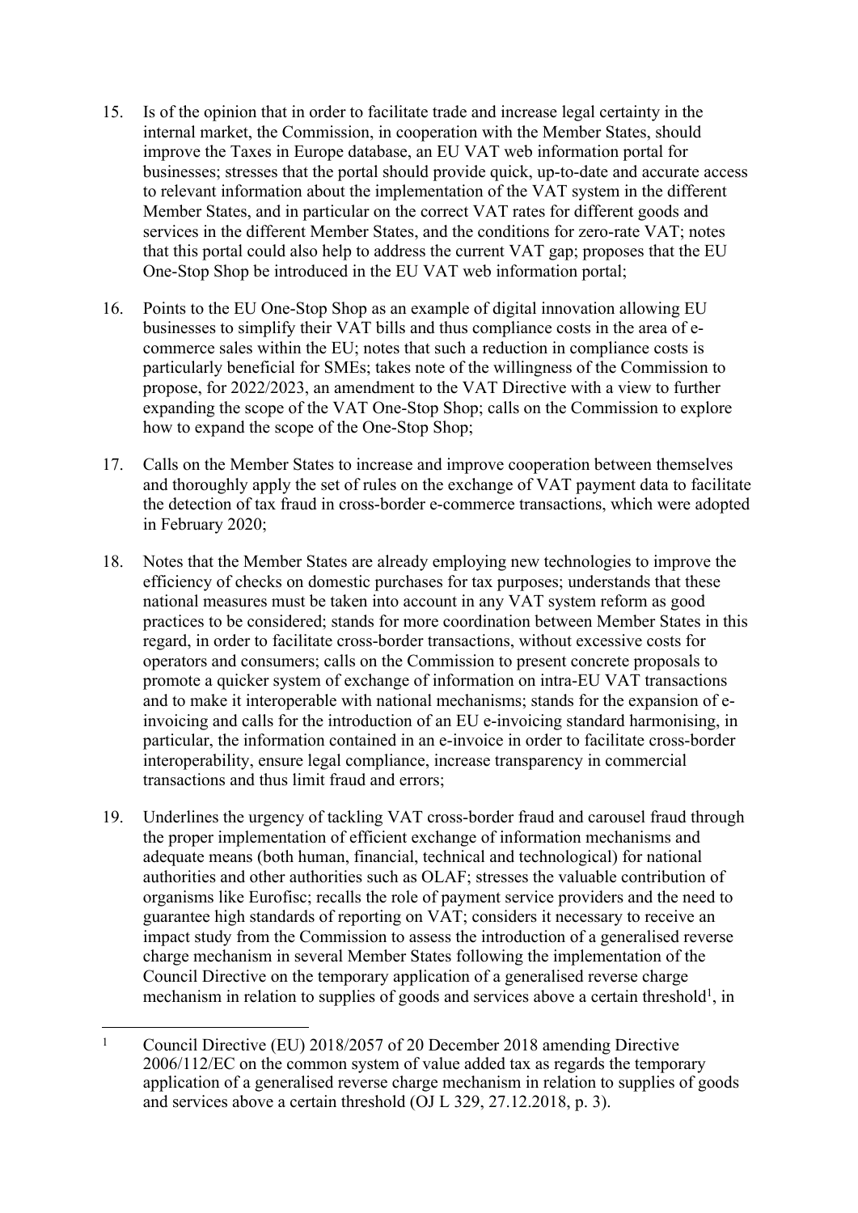15. Is of the opinion that in order to facilitate trade and increase legal certainty in the internal market, the Commission, in cooperation with the Member States, should improve the Taxes in Europe database, an EU VAT web information portal for businesses; stresses that the portal should provide quick, up-to-date and accurate access to relevant information about the implementation of the VAT system in the different Member States, and in particular on the correct VAT rates for different goods and services in the different Member States, and the conditions for zero-rate VAT; notes that this portal could also help to address the current VAT gap; proposes that the EU One-Stop Shop be introduced in the EU VAT web information portal;

16. Points to the EU One-Stop Shop as an example of digital innovation allowing EU businesses to simplify their VAT bills and thus compliance costs in the area of e-commerce sales within the EU; notes that such a reduction in compliance costs is particularly beneficial for SMEs; takes note of the willingness of the Commission to propose, for 2022/2023, an amendment to the VAT Directive with a view to further expanding the scope of the VAT One-Stop Shop; calls on the Commission to explore how to expand the scope of the One-Stop Shop;

17. Calls on the Member States to increase and improve cooperation between themselves and thoroughly apply the set of rules on the exchange of VAT payment data to facilitate the detection of tax fraud in cross-border e-commerce transactions, which were adopted in February 2020;

18. Notes that the Member States are already employing new technologies to improve the efficiency of checks on domestic purchases for tax purposes; understands that these national measures must be taken into account in any VAT system reform as good practices to be considered; stands for more coordination between Member States in this regard, in order to facilitate cross-border transactions, without excessive costs for operators and consumers; calls on the Commission to present concrete proposals to promote a quicker system of exchange of information on intra-EU VAT transactions and to make it interoperable with national mechanisms; stands for the expansion of e-invoicing and calls for the introduction of an EU e-invoicing standard harmonising, in particular, the information contained in an e-invoice in order to facilitate cross-border interoperability, ensure legal compliance, increase transparency in commercial transactions and thus limit fraud and errors;

19. Underlines the urgency of tackling VAT cross-border fraud and carousel fraud through the proper implementation of efficient exchange of information mechanisms and adequate means (both human, financial, technical and technological) for national authorities and other authorities such as OLAF; stresses the valuable contribution of organisms like Eurofisc; recalls the role of payment service providers and the need to guarantee high standards of reporting on VAT; considers it necessary to receive an impact study from the Commission to assess the introduction of a generalised reverse charge mechanism in several Member States following the implementation of the Council Directive on the temporary application of a generalised reverse charge mechanism in relation to supplies of goods and services above a certain threshold[1], in

---

[1] Council Directive (EU) 2018/2057 of 20 December 2018 amending Directive 2006/112/EC on the common system of value added tax as regards the temporary application of a generalised reverse charge mechanism in relation to supplies of goods and services above a certain threshold (OJ L 329, 27.12.2018, p. 3).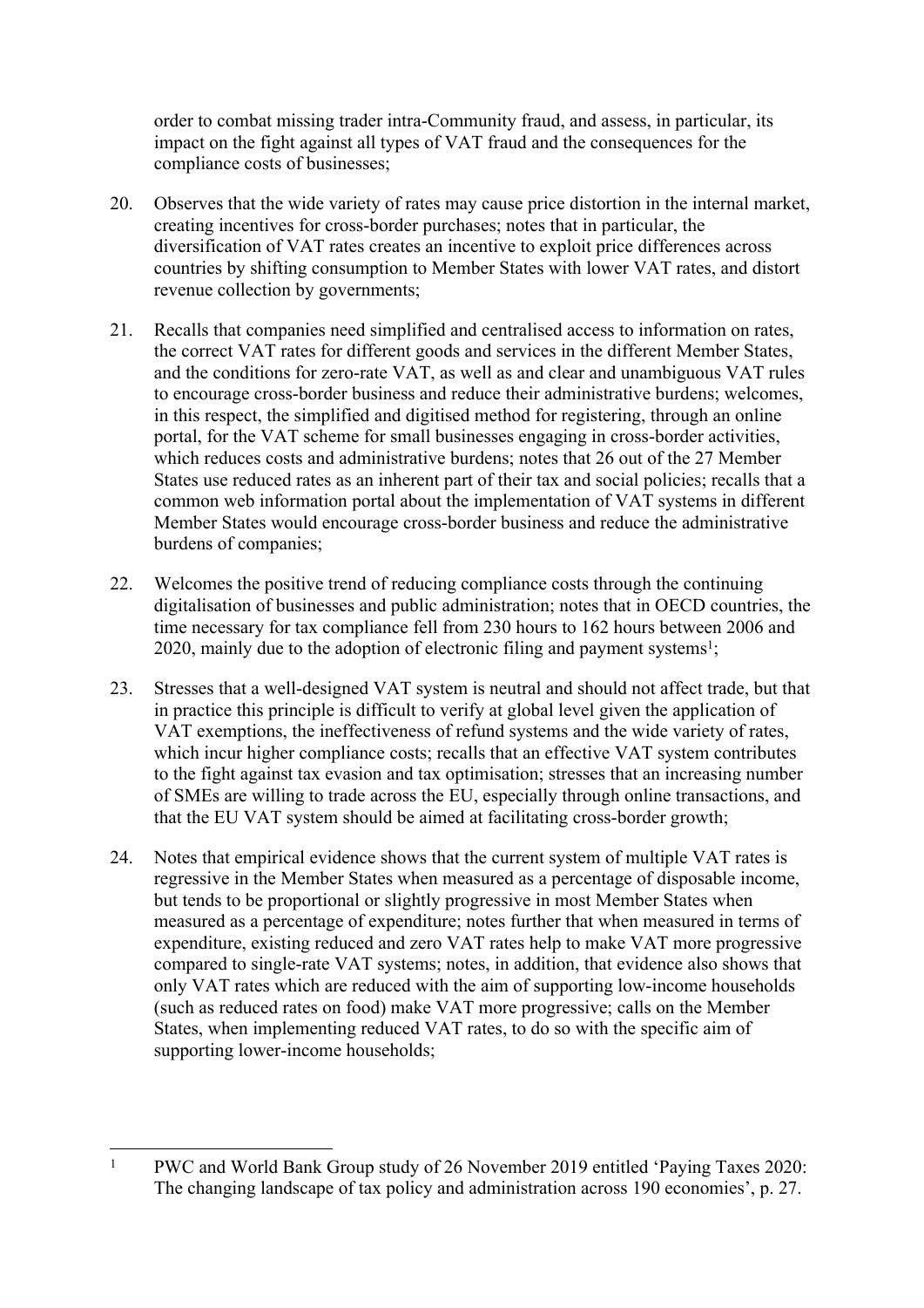order to combat missing trader intra-Community fraud, and assess, in particular, its impact on the fight against all types of VAT fraud and the consequences for the compliance costs of businesses;

20. Observes that the wide variety of rates may cause price distortion in the internal market, creating incentives for cross-border purchases; notes that in particular, the diversification of VAT rates creates an incentive to exploit price differences across countries by shifting consumption to Member States with lower VAT rates, and distort revenue collection by governments;

21. Recalls that companies need simplified and centralised access to information on rates, the correct VAT rates for different goods and services in the different Member States, and the conditions for zero-rate VAT, as well as and clear and unambiguous VAT rules to encourage cross-border business and reduce their administrative burdens; welcomes, in this respect, the simplified and digitised method for registering, through an online portal, for the VAT scheme for small businesses engaging in cross-border activities, which reduces costs and administrative burdens; notes that 26 out of the 27 Member States use reduced rates as an inherent part of their tax and social policies; recalls that a common web information portal about the implementation of VAT systems in different Member States would encourage cross-border business and reduce the administrative burdens of companies;

22. Welcomes the positive trend of reducing compliance costs through the continuing digitalisation of businesses and public administration; notes that in OECD countries, the time necessary for tax compliance fell from 230 hours to 162 hours between 2006 and 2020, mainly due to the adoption of electronic filing and payment systems[1];

23. Stresses that a well-designed VAT system is neutral and should not affect trade, but that in practice this principle is difficult to verify at global level given the application of VAT exemptions, the ineffectiveness of refund systems and the wide variety of rates, which incur higher compliance costs; recalls that an effective VAT system contributes to the fight against tax evasion and tax optimisation; stresses that an increasing number of SMEs are willing to trade across the EU, especially through online transactions, and that the EU VAT system should be aimed at facilitating cross-border growth;

24. Notes that empirical evidence shows that the current system of multiple VAT rates is regressive in the Member States when measured as a percentage of disposable income, but tends to be proportional or slightly progressive in most Member States when measured as a percentage of expenditure; notes further that when measured in terms of expenditure, existing reduced and zero VAT rates help to make VAT more progressive compared to single-rate VAT systems; notes, in addition, that evidence also shows that only VAT rates which are reduced with the aim of supporting low-income households (such as reduced rates on food) make VAT more progressive; calls on the Member States, when implementing reduced VAT rates, to do so with the specific aim of supporting lower-income households;

---

[1] PWC and World Bank Group study of 26 November 2019 entitled 'Paying Taxes 2020: The changing landscape of tax policy and administration across 190 economies', p. 27.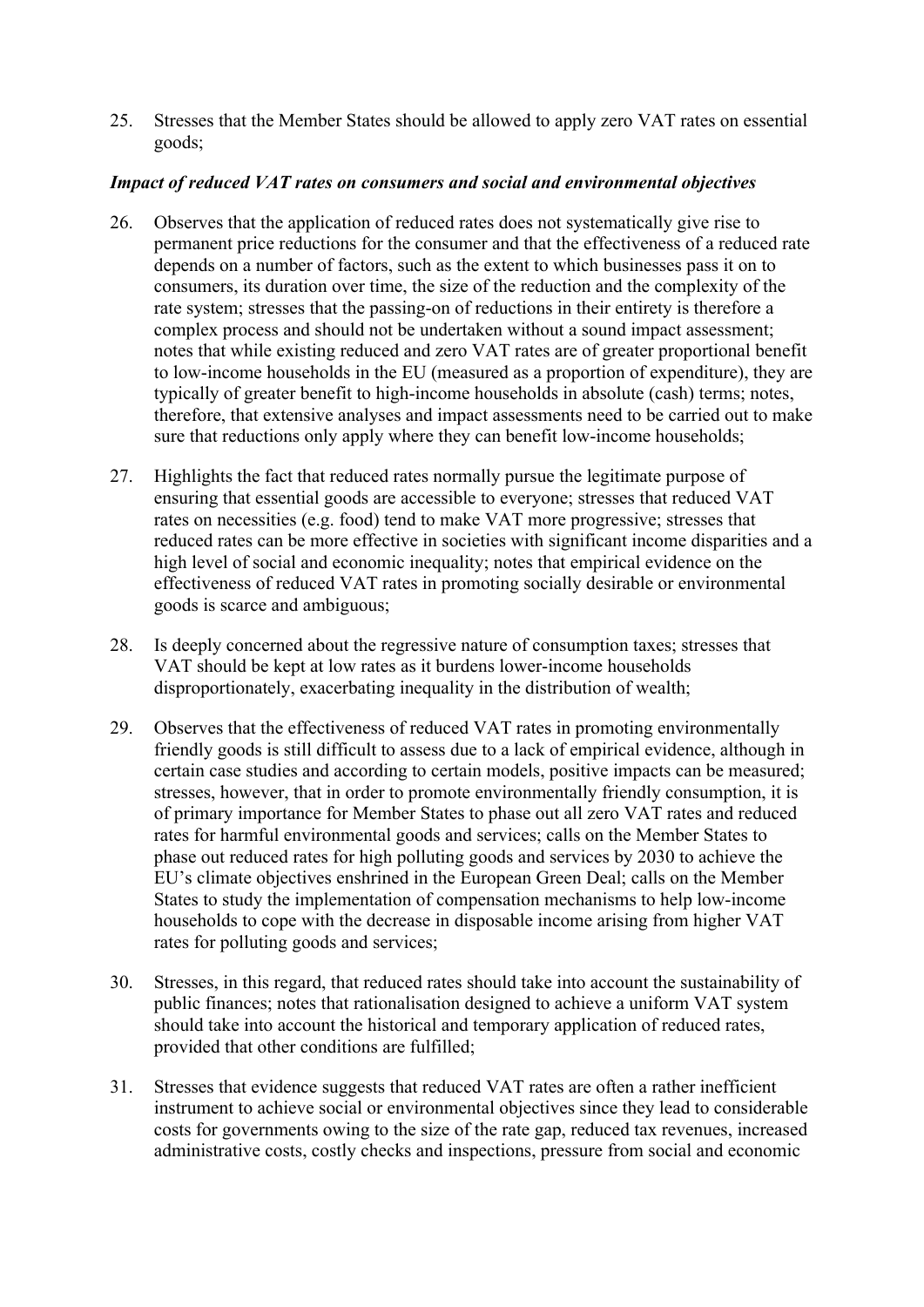25. Stresses that the Member States should be allowed to apply zero VAT rates on essential goods;

***Impact of reduced VAT rates on consumers and social and environmental objectives***

26. Observes that the application of reduced rates does not systematically give rise to permanent price reductions for the consumer and that the effectiveness of a reduced rate depends on a number of factors, such as the extent to which businesses pass it on to consumers, its duration over time, the size of the reduction and the complexity of the rate system; stresses that the passing-on of reductions in their entirety is therefore a complex process and should not be undertaken without a sound impact assessment; notes that while existing reduced and zero VAT rates are of greater proportional benefit to low-income households in the EU (measured as a proportion of expenditure), they are typically of greater benefit to high-income households in absolute (cash) terms; notes, therefore, that extensive analyses and impact assessments need to be carried out to make sure that reductions only apply where they can benefit low-income households;

27. Highlights the fact that reduced rates normally pursue the legitimate purpose of ensuring that essential goods are accessible to everyone; stresses that reduced VAT rates on necessities (e.g. food) tend to make VAT more progressive; stresses that reduced rates can be more effective in societies with significant income disparities and a high level of social and economic inequality; notes that empirical evidence on the effectiveness of reduced VAT rates in promoting socially desirable or environmental goods is scarce and ambiguous;

28. Is deeply concerned about the regressive nature of consumption taxes; stresses that VAT should be kept at low rates as it burdens lower-income households disproportionately, exacerbating inequality in the distribution of wealth;

29. Observes that the effectiveness of reduced VAT rates in promoting environmentally friendly goods is still difficult to assess due to a lack of empirical evidence, although in certain case studies and according to certain models, positive impacts can be measured; stresses, however, that in order to promote environmentally friendly consumption, it is of primary importance for Member States to phase out all zero VAT rates and reduced rates for harmful environmental goods and services; calls on the Member States to phase out reduced rates for high polluting goods and services by 2030 to achieve the EU's climate objectives enshrined in the European Green Deal; calls on the Member States to study the implementation of compensation mechanisms to help low-income households to cope with the decrease in disposable income arising from higher VAT rates for polluting goods and services;

30. Stresses, in this regard, that reduced rates should take into account the sustainability of public finances; notes that rationalisation designed to achieve a uniform VAT system should take into account the historical and temporary application of reduced rates, provided that other conditions are fulfilled;

31. Stresses that evidence suggests that reduced VAT rates are often a rather inefficient instrument to achieve social or environmental objectives since they lead to considerable costs for governments owing to the size of the rate gap, reduced tax revenues, increased administrative costs, costly checks and inspections, pressure from social and economic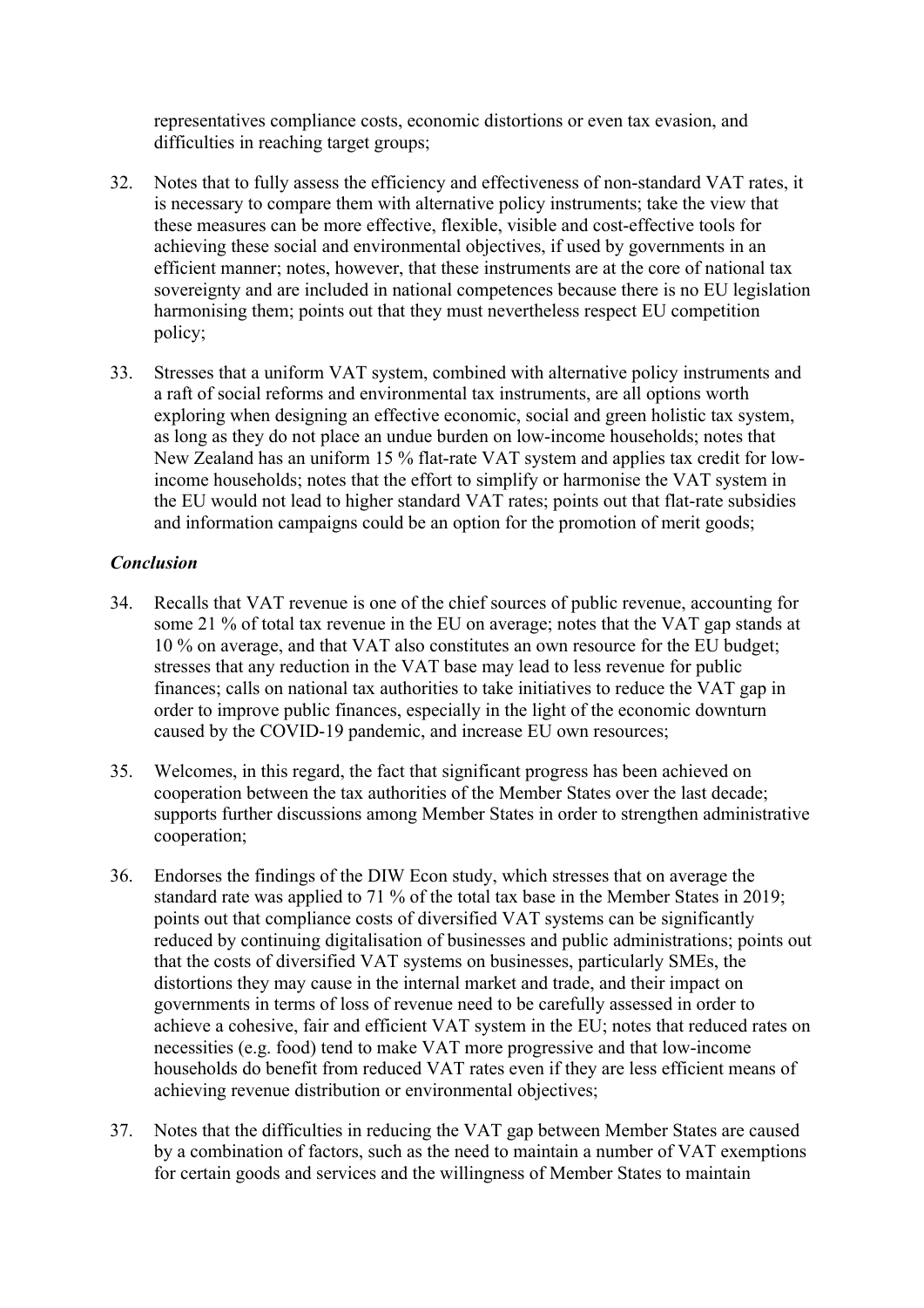representatives compliance costs, economic distortions or even tax evasion, and difficulties in reaching target groups;

32. Notes that to fully assess the efficiency and effectiveness of non-standard VAT rates, it is necessary to compare them with alternative policy instruments; take the view that these measures can be more effective, flexible, visible and cost-effective tools for achieving these social and environmental objectives, if used by governments in an efficient manner; notes, however, that these instruments are at the core of national tax sovereignty and are included in national competences because there is no EU legislation harmonising them; points out that they must nevertheless respect EU competition policy;

33. Stresses that a uniform VAT system, combined with alternative policy instruments and a raft of social reforms and environmental tax instruments, are all options worth exploring when designing an effective economic, social and green holistic tax system, as long as they do not place an undue burden on low-income households; notes that New Zealand has an uniform 15 % flat-rate VAT system and applies tax credit for low-income households; notes that the effort to simplify or harmonise the VAT system in the EU would not lead to higher standard VAT rates; points out that flat-rate subsidies and information campaigns could be an option for the promotion of merit goods;

### *Conclusion*

34. Recalls that VAT revenue is one of the chief sources of public revenue, accounting for some 21 % of total tax revenue in the EU on average; notes that the VAT gap stands at 10 % on average, and that VAT also constitutes an own resource for the EU budget; stresses that any reduction in the VAT base may lead to less revenue for public finances; calls on national tax authorities to take initiatives to reduce the VAT gap in order to improve public finances, especially in the light of the economic downturn caused by the COVID-19 pandemic, and increase EU own resources;

35. Welcomes, in this regard, the fact that significant progress has been achieved on cooperation between the tax authorities of the Member States over the last decade; supports further discussions among Member States in order to strengthen administrative cooperation;

36. Endorses the findings of the DIW Econ study, which stresses that on average the standard rate was applied to 71 % of the total tax base in the Member States in 2019; points out that compliance costs of diversified VAT systems can be significantly reduced by continuing digitalisation of businesses and public administrations; points out that the costs of diversified VAT systems on businesses, particularly SMEs, the distortions they may cause in the internal market and trade, and their impact on governments in terms of loss of revenue need to be carefully assessed in order to achieve a cohesive, fair and efficient VAT system in the EU; notes that reduced rates on necessities (e.g. food) tend to make VAT more progressive and that low-income households do benefit from reduced VAT rates even if they are less efficient means of achieving revenue distribution or environmental objectives;

37. Notes that the difficulties in reducing the VAT gap between Member States are caused by a combination of factors, such as the need to maintain a number of VAT exemptions for certain goods and services and the willingness of Member States to maintain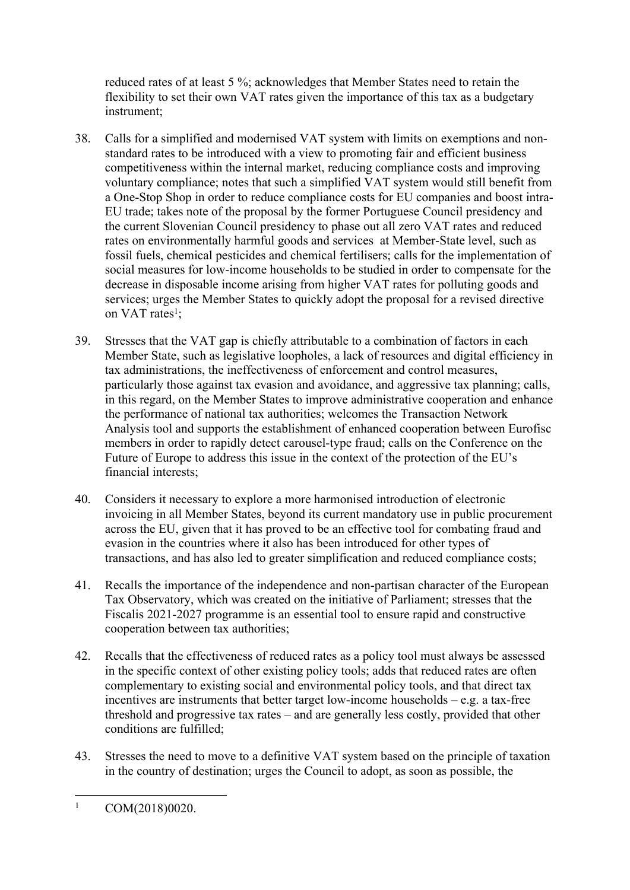reduced rates of at least 5 %; acknowledges that Member States need to retain the flexibility to set their own VAT rates given the importance of this tax as a budgetary instrument;

38. Calls for a simplified and modernised VAT system with limits on exemptions and non-standard rates to be introduced with a view to promoting fair and efficient business competitiveness within the internal market, reducing compliance costs and improving voluntary compliance; notes that such a simplified VAT system would still benefit from a One-Stop Shop in order to reduce compliance costs for EU companies and boost intra-EU trade; takes note of the proposal by the former Portuguese Council presidency and the current Slovenian Council presidency to phase out all zero VAT rates and reduced rates on environmentally harmful goods and services at Member-State level, such as fossil fuels, chemical pesticides and chemical fertilisers; calls for the implementation of social measures for low-income households to be studied in order to compensate for the decrease in disposable income arising from higher VAT rates for polluting goods and services; urges the Member States to quickly adopt the proposal for a revised directive on VAT rates[1];

39. Stresses that the VAT gap is chiefly attributable to a combination of factors in each Member State, such as legislative loopholes, a lack of resources and digital efficiency in tax administrations, the ineffectiveness of enforcement and control measures, particularly those against tax evasion and avoidance, and aggressive tax planning; calls, in this regard, on the Member States to improve administrative cooperation and enhance the performance of national tax authorities; welcomes the Transaction Network Analysis tool and supports the establishment of enhanced cooperation between Eurofisc members in order to rapidly detect carousel-type fraud; calls on the Conference on the Future of Europe to address this issue in the context of the protection of the EU's financial interests;

40. Considers it necessary to explore a more harmonised introduction of electronic invoicing in all Member States, beyond its current mandatory use in public procurement across the EU, given that it has proved to be an effective tool for combating fraud and evasion in the countries where it also has been introduced for other types of transactions, and has also led to greater simplification and reduced compliance costs;

41. Recalls the importance of the independence and non-partisan character of the European Tax Observatory, which was created on the initiative of Parliament; stresses that the Fiscalis 2021-2027 programme is an essential tool to ensure rapid and constructive cooperation between tax authorities;

42. Recalls that the effectiveness of reduced rates as a policy tool must always be assessed in the specific context of other existing policy tools; adds that reduced rates are often complementary to existing social and environmental policy tools, and that direct tax incentives are instruments that better target low-income households – e.g. a tax-free threshold and progressive tax rates – and are generally less costly, provided that other conditions are fulfilled;

43. Stresses the need to move to a definitive VAT system based on the principle of taxation in the country of destination; urges the Council to adopt, as soon as possible, the

---

[1] COM(2018)0020.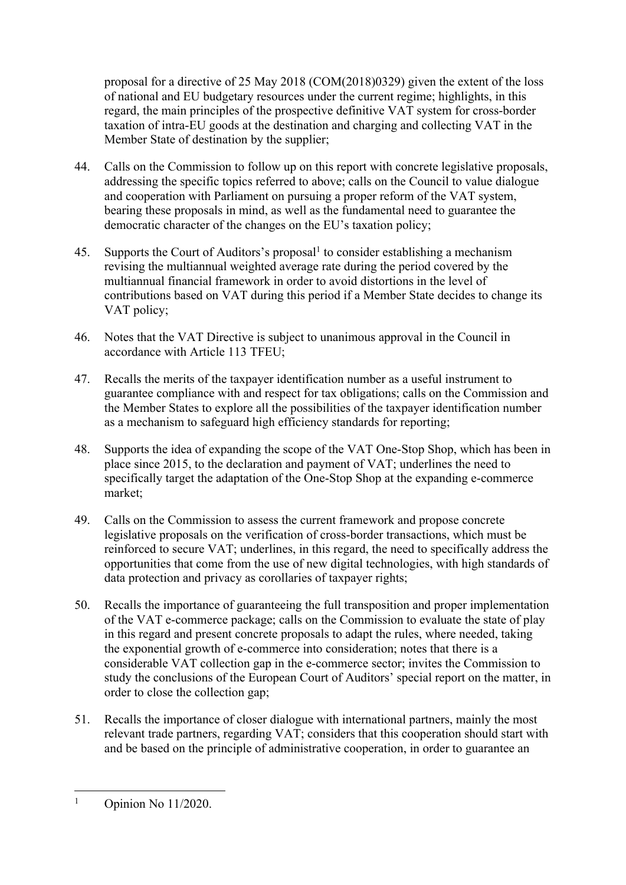proposal for a directive of 25 May 2018 (COM(2018)0329) given the extent of the loss of national and EU budgetary resources under the current regime; highlights, in this regard, the main principles of the prospective definitive VAT system for cross-border taxation of intra-EU goods at the destination and charging and collecting VAT in the Member State of destination by the supplier;

44. Calls on the Commission to follow up on this report with concrete legislative proposals, addressing the specific topics referred to above; calls on the Council to value dialogue and cooperation with Parliament on pursuing a proper reform of the VAT system, bearing these proposals in mind, as well as the fundamental need to guarantee the democratic character of the changes on the EU's taxation policy;

45. Supports the Court of Auditors's proposal[1] to consider establishing a mechanism revising the multiannual weighted average rate during the period covered by the multiannual financial framework in order to avoid distortions in the level of contributions based on VAT during this period if a Member State decides to change its VAT policy;

46. Notes that the VAT Directive is subject to unanimous approval in the Council in accordance with Article 113 TFEU;

47. Recalls the merits of the taxpayer identification number as a useful instrument to guarantee compliance with and respect for tax obligations; calls on the Commission and the Member States to explore all the possibilities of the taxpayer identification number as a mechanism to safeguard high efficiency standards for reporting;

48. Supports the idea of expanding the scope of the VAT One-Stop Shop, which has been in place since 2015, to the declaration and payment of VAT; underlines the need to specifically target the adaptation of the One-Stop Shop at the expanding e-commerce market;

49. Calls on the Commission to assess the current framework and propose concrete legislative proposals on the verification of cross-border transactions, which must be reinforced to secure VAT; underlines, in this regard, the need to specifically address the opportunities that come from the use of new digital technologies, with high standards of data protection and privacy as corollaries of taxpayer rights;

50. Recalls the importance of guaranteeing the full transposition and proper implementation of the VAT e-commerce package; calls on the Commission to evaluate the state of play in this regard and present concrete proposals to adapt the rules, where needed, taking the exponential growth of e-commerce into consideration; notes that there is a considerable VAT collection gap in the e-commerce sector; invites the Commission to study the conclusions of the European Court of Auditors' special report on the matter, in order to close the collection gap;

51. Recalls the importance of closer dialogue with international partners, mainly the most relevant trade partners, regarding VAT; considers that this cooperation should start with and be based on the principle of administrative cooperation, in order to guarantee an

---

[1] Opinion No 11/2020.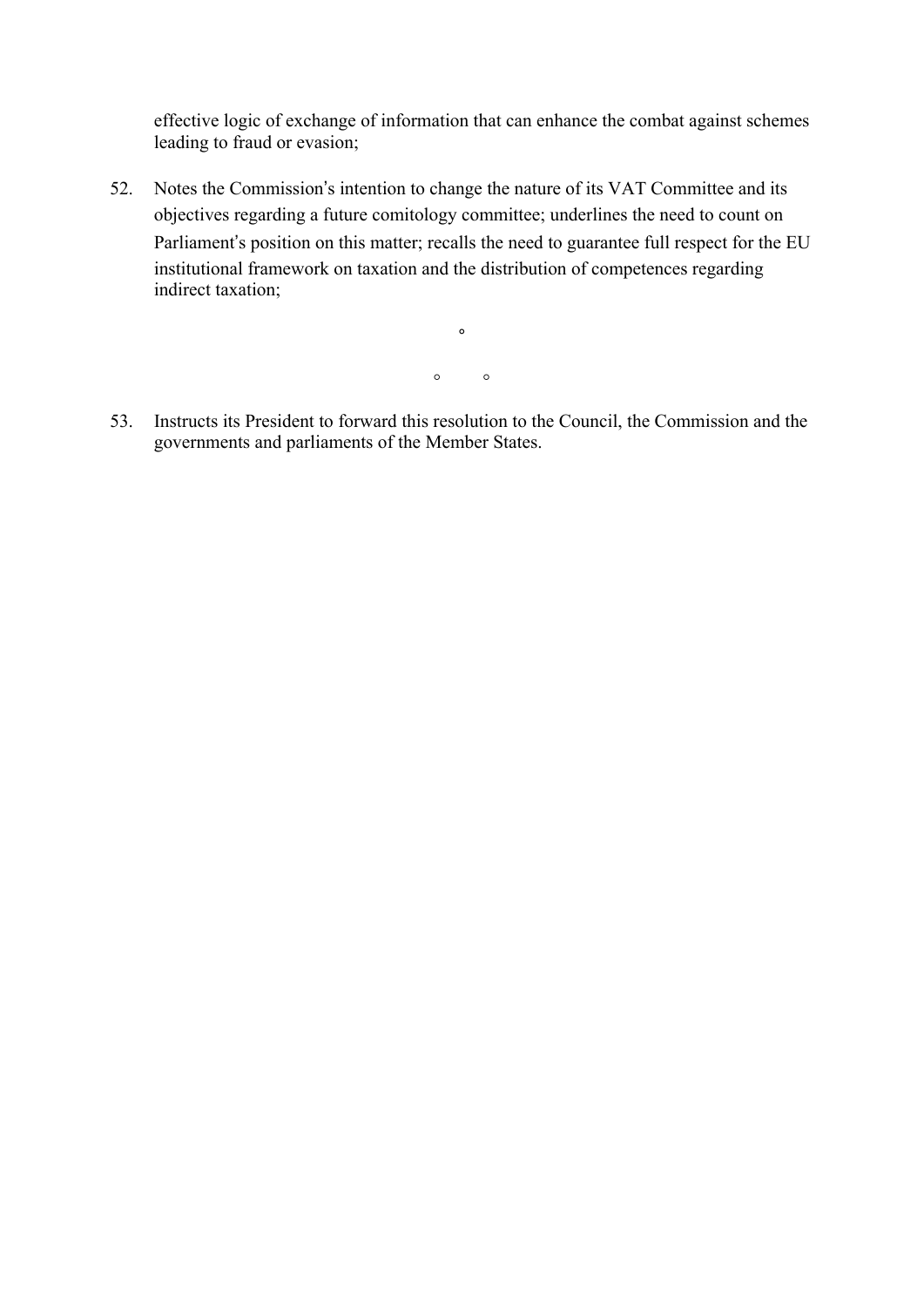effective logic of exchange of information that can enhance the combat against schemes leading to fraud or evasion;

52. Notes the Commission's intention to change the nature of its VAT Committee and its objectives regarding a future comitology committee; underlines the need to count on Parliament's position on this matter; recalls the need to guarantee full respect for the EU institutional framework on taxation and the distribution of competences regarding indirect taxation;

°

° °

53. Instructs its President to forward this resolution to the Council, the Commission and the governments and parliaments of the Member States.